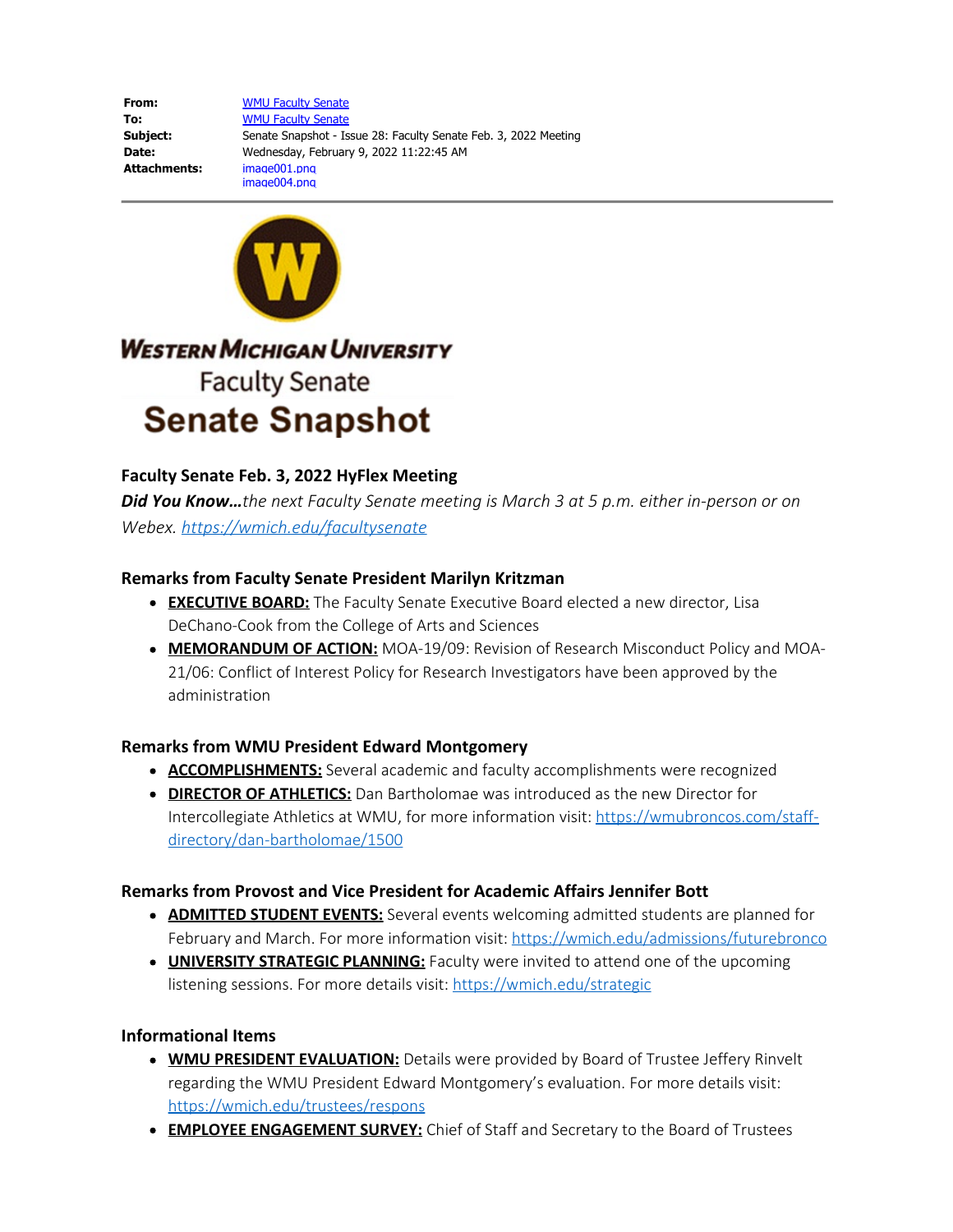| | |
|---|---|
| **From:** | WMU Faculty Senate |
| **To:** | WMU Faculty Senate |
| **Subject:** | Senate Snapshot - Issue 28: Faculty Senate Feb. 3, 2022 Meeting |
| **Date:** | Wednesday, February 9, 2022 11:22:45 AM |
| **Attachments:** | image001.png<br>image004.png |

**Western Michigan University**

Faculty Senate

# Senate Snapshot

### Faculty Senate Feb. 3, 2022 HyFlex Meeting

***Did You Know…****the next Faculty Senate meeting is March 3 at 5 p.m. either in-person or on Webex.* https://wmich.edu/facultysenate

### Remarks from Faculty Senate President Marilyn Kritzman

- **EXECUTIVE BOARD:** The Faculty Senate Executive Board elected a new director, Lisa DeChano-Cook from the College of Arts and Sciences
- **MEMORANDUM OF ACTION:** MOA-19/09: Revision of Research Misconduct Policy and MOA-21/06: Conflict of Interest Policy for Research Investigators have been approved by the administration

### Remarks from WMU President Edward Montgomery

- **ACCOMPLISHMENTS:** Several academic and faculty accomplishments were recognized
- **DIRECTOR OF ATHLETICS:** Dan Bartholomae was introduced as the new Director for Intercollegiate Athletics at WMU, for more information visit: https://wmubroncos.com/staff-directory/dan-bartholomae/1500

### Remarks from Provost and Vice President for Academic Affairs Jennifer Bott

- **ADMITTED STUDENT EVENTS:** Several events welcoming admitted students are planned for February and March. For more information visit: https://wmich.edu/admissions/futurebronco
- **UNIVERSITY STRATEGIC PLANNING:** Faculty were invited to attend one of the upcoming listening sessions. For more details visit: https://wmich.edu/strategic

### Informational Items

- **WMU PRESIDENT EVALUATION:** Details were provided by Board of Trustee Jeffery Rinvelt regarding the WMU President Edward Montgomery's evaluation. For more details visit: https://wmich.edu/trustees/respons
- **EMPLOYEE ENGAGEMENT SURVEY:** Chief of Staff and Secretary to the Board of Trustees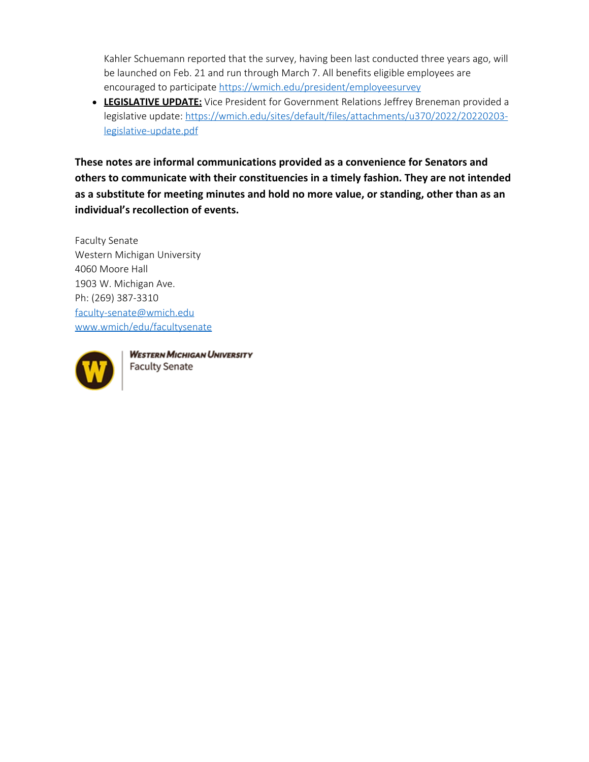Kahler Schuemann reported that the survey, having been last conducted three years ago, will be launched on Feb. 21 and run through March 7. All benefits eligible employees are encouraged to participate https://wmich.edu/president/employeesurvey

- **LEGISLATIVE UPDATE:** Vice President for Government Relations Jeffrey Breneman provided a legislative update: https://wmich.edu/sites/default/files/attachments/u370/2022/20220203-legislative-update.pdf

**These notes are informal communications provided as a convenience for Senators and others to communicate with their constituencies in a timely fashion. They are not intended as a substitute for meeting minutes and hold no more value, or standing, other than as an individual's recollection of events.**

Faculty Senate
Western Michigan University
4060 Moore Hall
1903 W. Michigan Ave.
Ph: (269) 387-3310
faculty-senate@wmich.edu
www.wmich/edu/facultysenate

Western Michigan University
Faculty Senate